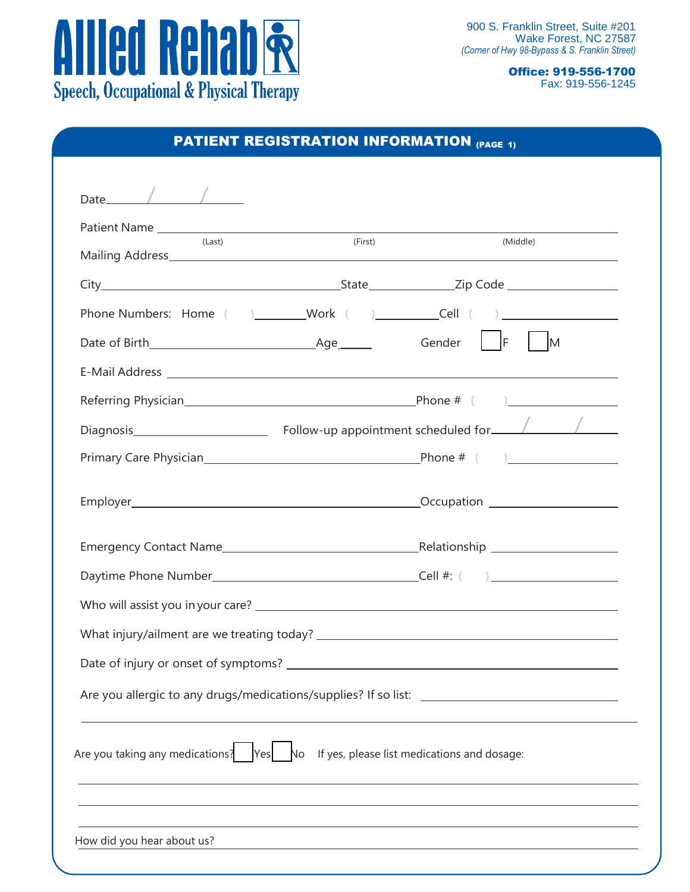# Allied Rehab

**Speech, Occupational & Physical Therapy**

900 S. Franklin Street, Suite #201
Wake Forest, NC 27587
*(Corner of Hwy 98-Bypass & S. Franklin Street)*

**Office: 919-556-1700**
Fax: 919-556-1245

## PATIENT REGISTRATION INFORMATION (PAGE 1)

Date\_\_\_\_\_\_\_/\_\_\_\_\_\_\_/\_\_\_\_\_\_\_

Patient Name \_\_\_\_\_\_\_\_\_\_\_\_\_\_\_\_\_\_\_\_\_\_\_\_\_\_\_\_\_\_\_\_\_\_\_\_\_\_\_\_\_\_\_\_\_\_
(Last) (First) (Middle)

Mailing Address\_\_\_\_\_\_\_\_\_\_\_\_\_\_\_\_\_\_\_\_\_\_\_\_\_\_\_\_\_\_\_\_\_\_\_\_\_\_\_\_\_\_\_\_\_\_

City\_\_\_\_\_\_\_\_\_\_\_\_\_\_\_\_\_\_\_\_State\_\_\_\_\_\_\_\_Zip Code \_\_\_\_\_\_\_\_\_\_

Phone Numbers: Home ( )\_\_\_\_\_\_\_\_Work ( )\_\_\_\_\_\_\_\_Cell ( ) \_\_\_\_\_\_\_\_

Date of Birth\_\_\_\_\_\_\_\_\_\_\_\_\_\_\_\_Age\_\_\_\_\_ Gender ☐ F ☐ M

E-Mail Address \_\_\_\_\_\_\_\_\_\_\_\_\_\_\_\_\_\_\_\_\_\_\_\_\_\_\_\_\_\_\_\_\_\_\_\_\_\_\_\_\_\_\_\_\_\_

Referring Physician\_\_\_\_\_\_\_\_\_\_\_\_\_\_\_\_\_\_\_\_\_\_\_\_Phone # ( )\_\_\_\_\_\_\_\_\_\_

Diagnosis\_\_\_\_\_\_\_\_\_\_\_\_\_\_ Follow-up appointment scheduled for\_\_\_\_\_\_/\_\_\_\_\_\_/\_\_\_\_\_\_

Primary Care Physician\_\_\_\_\_\_\_\_\_\_\_\_\_\_\_\_\_\_\_\_\_\_\_\_Phone # ( )\_\_\_\_\_\_\_\_\_\_

Employer\_\_\_\_\_\_\_\_\_\_\_\_\_\_\_\_\_\_\_\_\_\_\_\_\_\_\_\_\_\_Occupation \_\_\_\_\_\_\_\_\_\_\_\_

Emergency Contact Name\_\_\_\_\_\_\_\_\_\_\_\_\_\_\_\_\_\_\_\_\_\_Relationship \_\_\_\_\_\_\_\_\_\_\_\_

Daytime Phone Number\_\_\_\_\_\_\_\_\_\_\_\_\_\_\_\_\_\_\_\_\_\_Cell #: ( ) \_\_\_\_\_\_\_\_\_\_\_\_

Who will assist you in your care? \_\_\_\_\_\_\_\_\_\_\_\_\_\_\_\_\_\_\_\_\_\_\_\_\_\_\_\_\_\_\_\_\_\_\_\_

What injury/ailment are we treating today? \_\_\_\_\_\_\_\_\_\_\_\_\_\_\_\_\_\_\_\_\_\_\_\_\_\_\_\_

Date of injury or onset of symptoms? \_\_\_\_\_\_\_\_\_\_\_\_\_\_\_\_\_\_\_\_\_\_\_\_\_\_\_\_\_\_\_

Are you allergic to any drugs/medications/supplies? If so list: \_\_\_\_\_\_\_\_\_\_\_\_\_\_\_\_\_\_

\_\_\_\_\_\_\_\_\_\_\_\_\_\_\_\_\_\_\_\_\_\_\_\_\_\_\_\_\_\_\_\_\_\_\_\_\_\_\_\_\_\_\_\_\_\_\_\_\_\_\_\_\_\_\_\_\_\_\_\_\_\_

Are you taking any medications? ☐ Yes ☐ No If yes, please list medications and dosage:

\_\_\_\_\_\_\_\_\_\_\_\_\_\_\_\_\_\_\_\_\_\_\_\_\_\_\_\_\_\_\_\_\_\_\_\_\_\_\_\_\_\_\_\_\_\_\_\_\_\_\_\_\_\_\_\_\_\_\_\_\_\_

\_\_\_\_\_\_\_\_\_\_\_\_\_\_\_\_\_\_\_\_\_\_\_\_\_\_\_\_\_\_\_\_\_\_\_\_\_\_\_\_\_\_\_\_\_\_\_\_\_\_\_\_\_\_\_\_\_\_\_\_\_\_

\_\_\_\_\_\_\_\_\_\_\_\_\_\_\_\_\_\_\_\_\_\_\_\_\_\_\_\_\_\_\_\_\_\_\_\_\_\_\_\_\_\_\_\_\_\_\_\_\_\_\_\_\_\_\_\_\_\_\_\_\_\_

How did you hear about us? \_\_\_\_\_\_\_\_\_\_\_\_\_\_\_\_\_\_\_\_\_\_\_\_\_\_\_\_\_\_\_\_\_\_\_\_\_\_\_\_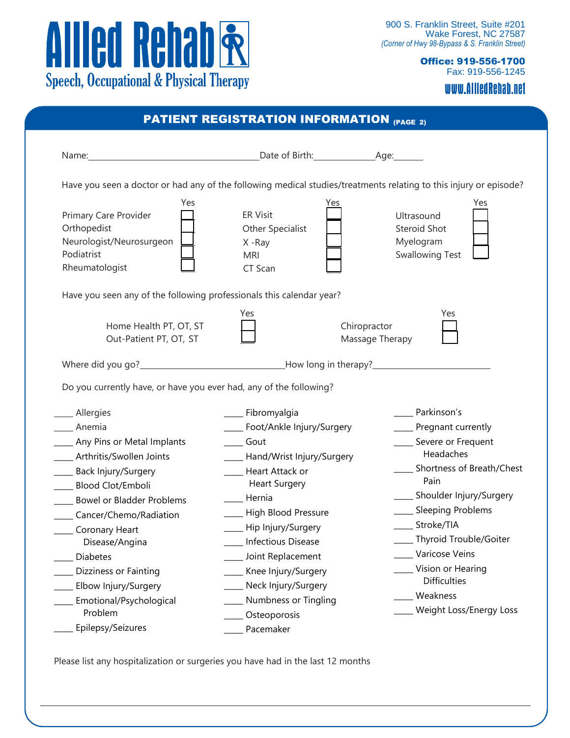# Allied Rehab

Speech, Occupational & Physical Therapy

900 S. Franklin Street, Suite #201
Wake Forest, NC 27587
*(Corner of Hwy 98-Bypass & S. Franklin Street)*

**Office: 919-556-1700**
Fax: 919-556-1245

**www.AlliedRehab.net**

## PATIENT REGISTRATION INFORMATION (PAGE 2)

Name:________________________________ Date of Birth:____________ Age:______

Have you seen a doctor or had any of the following medical studies/treatments relating to this injury or episode?

| | Yes | | Yes | | Yes |
|---|---|---|---|---|---|
| Primary Care Provider | ☐ | ER Visit | ☐ | Ultrasound | ☐ |
| Orthopedist | ☐ | Other Specialist | ☐ | Steroid Shot | ☐ |
| Neurologist/Neurosurgeon | ☐ | X -Ray | ☐ | Myelogram | ☐ |
| Podiatrist | ☐ | MRI | ☐ | Swallowing Test | ☐ |
| Rheumatologist | ☐ | CT Scan | ☐ | | |

Have you seen any of the following professionals this calendar year?

| | Yes | | Yes |
|---|---|---|---|
| Home Health PT, OT, ST | ☐ | Chiropractor | ☐ |
| Out-Patient PT, OT, ST | ☐ | Massage Therapy | ☐ |

Where did you go?______________________________ How long in therapy?________________________

Do you currently have, or have you ever had, any of the following?

____ Allergies
____ Anemia
____ Any Pins or Metal Implants
____ Arthritis/Swollen Joints
____ Back Injury/Surgery
____ Blood Clot/Emboli
____ Bowel or Bladder Problems
____ Cancer/Chemo/Radiation
____ Coronary Heart Disease/Angina
____ Diabetes
____ Dizziness or Fainting
____ Elbow Injury/Surgery
____ Emotional/Psychological Problem
____ Epilepsy/Seizures
____ Fibromyalgia
____ Foot/Ankle Injury/Surgery
____ Gout
____ Hand/Wrist Injury/Surgery
____ Heart Attack or Heart Surgery
____ Hernia
____ High Blood Pressure
____ Hip Injury/Surgery
____ Infectious Disease
____ Joint Replacement
____ Knee Injury/Surgery
____ Neck Injury/Surgery
____ Numbness or Tingling
____ Osteoporosis
____ Pacemaker
____ Parkinson's
____ Pregnant currently
____ Severe or Frequent Headaches
____ Shortness of Breath/Chest Pain
____ Shoulder Injury/Surgery
____ Sleeping Problems
____ Stroke/TIA
____ Thyroid Trouble/Goiter
____ Varicose Veins
____ Vision or Hearing Difficulties
____ Weakness
____ Weight Loss/Energy Loss

Please list any hospitalization or surgeries you have had in the last 12 months

______________________________________________________________________________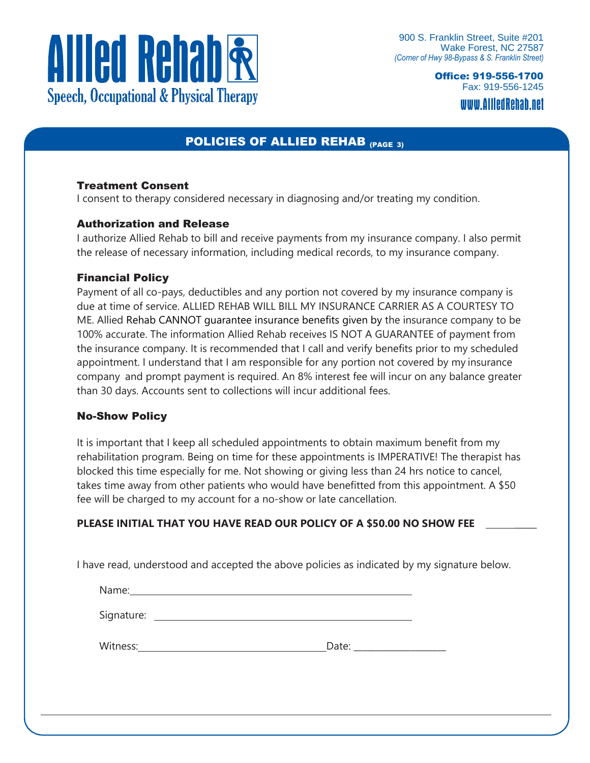# Allied Rehab

Speech, Occupational & Physical Therapy

900 S. Franklin Street, Suite #201
Wake Forest, NC 27587
*(Corner of Hwy 98-Bypass & S. Franklin Street)*

**Office: 919-556-1700**
Fax: 919-556-1245
www.AlliedRehab.net

## POLICIES OF ALLIED REHAB (PAGE 3)

### Treatment Consent

I consent to therapy considered necessary in diagnosing and/or treating my condition.

### Authorization and Release

I authorize Allied Rehab to bill and receive payments from my insurance company. I also permit the release of necessary information, including medical records, to my insurance company.

### Financial Policy

Payment of all co-pays, deductibles and any portion not covered by my insurance company is due at time of service. ALLIED REHAB WILL BILL MY INSURANCE CARRIER AS A COURTESY TO ME. Allied Rehab CANNOT guarantee insurance benefits given by the insurance company to be 100% accurate. The information Allied Rehab receives IS NOT A GUARANTEE of payment from the insurance company. It is recommended that I call and verify benefits prior to my scheduled appointment. I understand that I am responsible for any portion not covered by my insurance company and prompt payment is required. An 8% interest fee will incur on any balance greater than 30 days. Accounts sent to collections will incur additional fees.

### No-Show Policy

It is important that I keep all scheduled appointments to obtain maximum benefit from my rehabilitation program. Being on time for these appointments is IMPERATIVE! The therapist has blocked this time especially for me. Not showing or giving less than 24 hrs notice to cancel, takes time away from other patients who would have benefitted from this appointment. A $50 fee will be charged to my account for a no-show or late cancellation.

**PLEASE INITIAL THAT YOU HAVE READ OUR POLICY OF A $50.00 NO SHOW FEE** ___________

I have read, understood and accepted the above policies as indicated by my signature below.

Name: ____________________________________________________

Signature: ________________________________________________

Witness: ____________________________________ Date: __________________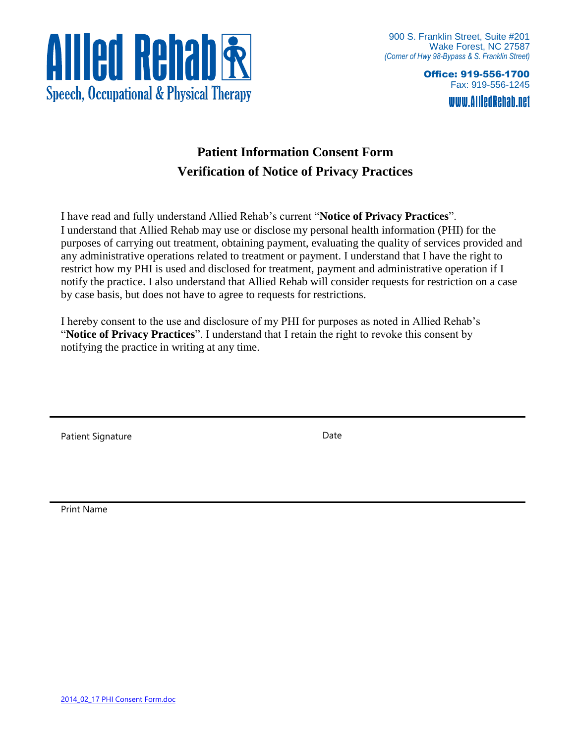**Allied Rehab**
Speech, Occupational & Physical Therapy

900 S. Franklin Street, Suite #201
Wake Forest, NC 27587
*(Corner of Hwy 98-Bypass & S. Franklin Street)*

**Office: 919-556-1700**
Fax: 919-556-1245
**www.AlliedRehab.net**

# Patient Information Consent Form
## Verification of Notice of Privacy Practices

I have read and fully understand Allied Rehab's current "**Notice of Privacy Practices**". I understand that Allied Rehab may use or disclose my personal health information (PHI) for the purposes of carrying out treatment, obtaining payment, evaluating the quality of services provided and any administrative operations related to treatment or payment. I understand that I have the right to restrict how my PHI is used and disclosed for treatment, payment and administrative operation if I notify the practice. I also understand that Allied Rehab will consider requests for restriction on a case by case basis, but does not have to agree to requests for restrictions.

I hereby consent to the use and disclosure of my PHI for purposes as noted in Allied Rehab's "**Notice of Privacy Practices**". I understand that I retain the right to revoke this consent by notifying the practice in writing at any time.

---

Patient Signature                                        Date

---

Print Name

2014_02_17 PHI Consent Form.doc